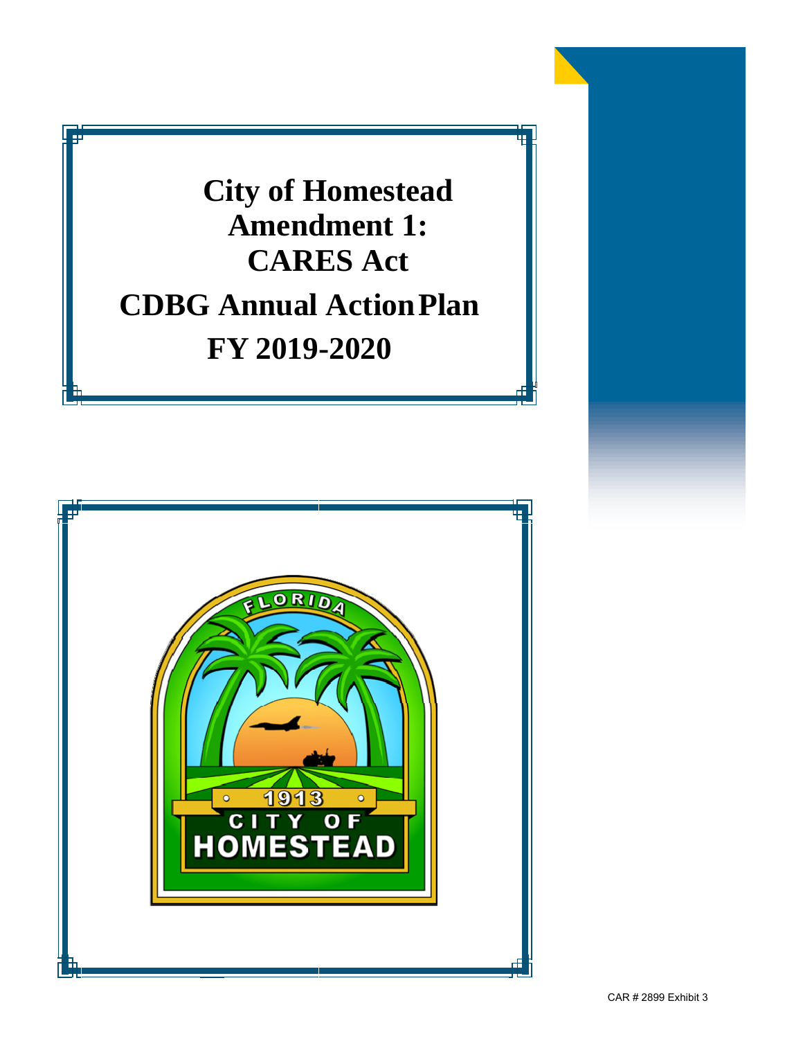# City of Homestead Amendment 1: CARES Act

# CDBG Annual Action Plan

# FY 2019-2020

CAR # 2899 Exhibit 3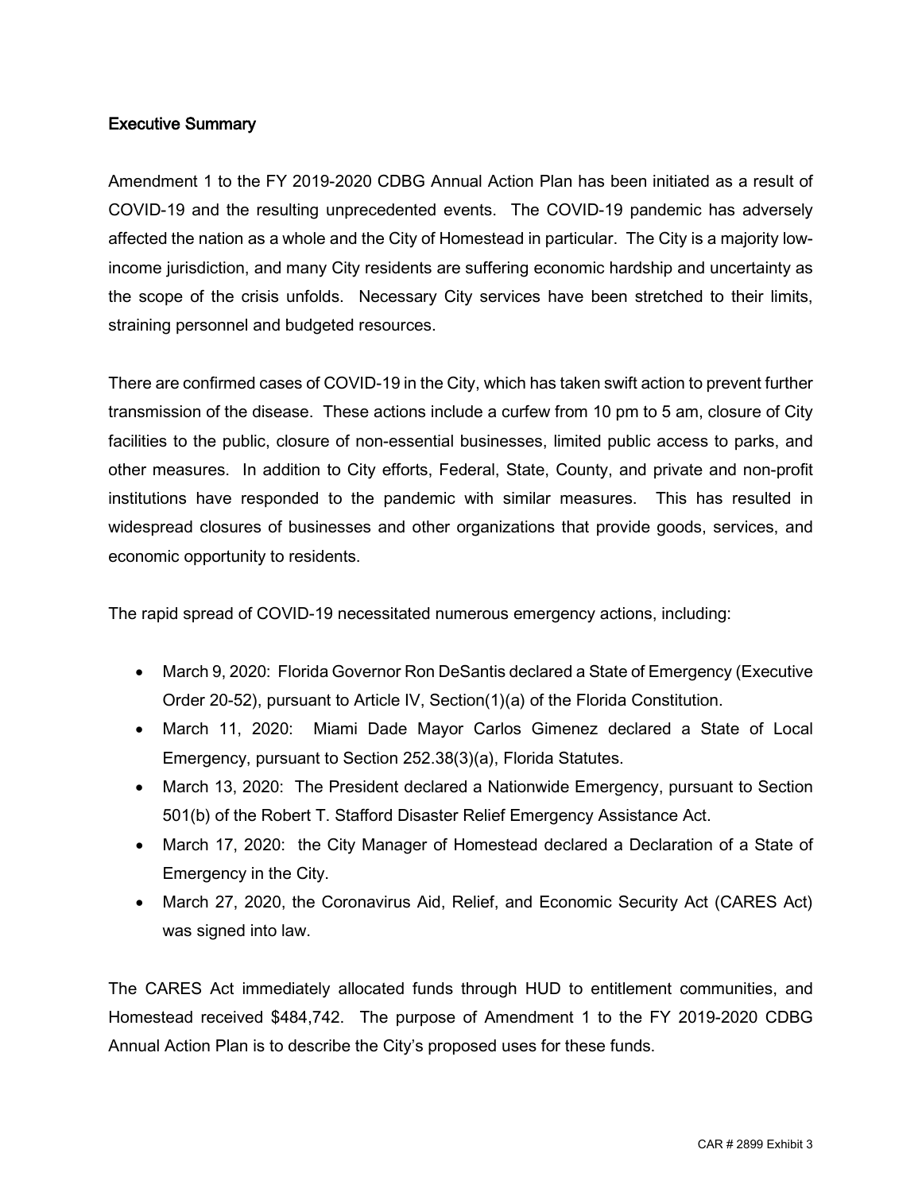## Executive Summary

Amendment 1 to the FY 2019-2020 CDBG Annual Action Plan has been initiated as a result of COVID-19 and the resulting unprecedented events. The COVID-19 pandemic has adversely affected the nation as a whole and the City of Homestead in particular. The City is a majority low-income jurisdiction, and many City residents are suffering economic hardship and uncertainty as the scope of the crisis unfolds. Necessary City services have been stretched to their limits, straining personnel and budgeted resources.

There are confirmed cases of COVID-19 in the City, which has taken swift action to prevent further transmission of the disease. These actions include a curfew from 10 pm to 5 am, closure of City facilities to the public, closure of non-essential businesses, limited public access to parks, and other measures. In addition to City efforts, Federal, State, County, and private and non-profit institutions have responded to the pandemic with similar measures. This has resulted in widespread closures of businesses and other organizations that provide goods, services, and economic opportunity to residents.

The rapid spread of COVID-19 necessitated numerous emergency actions, including:

- March 9, 2020: Florida Governor Ron DeSantis declared a State of Emergency (Executive Order 20-52), pursuant to Article IV, Section(1)(a) of the Florida Constitution.
- March 11, 2020: Miami Dade Mayor Carlos Gimenez declared a State of Local Emergency, pursuant to Section 252.38(3)(a), Florida Statutes.
- March 13, 2020: The President declared a Nationwide Emergency, pursuant to Section 501(b) of the Robert T. Stafford Disaster Relief Emergency Assistance Act.
- March 17, 2020: the City Manager of Homestead declared a Declaration of a State of Emergency in the City.
- March 27, 2020, the Coronavirus Aid, Relief, and Economic Security Act (CARES Act) was signed into law.

The CARES Act immediately allocated funds through HUD to entitlement communities, and Homestead received $484,742. The purpose of Amendment 1 to the FY 2019-2020 CDBG Annual Action Plan is to describe the City's proposed uses for these funds.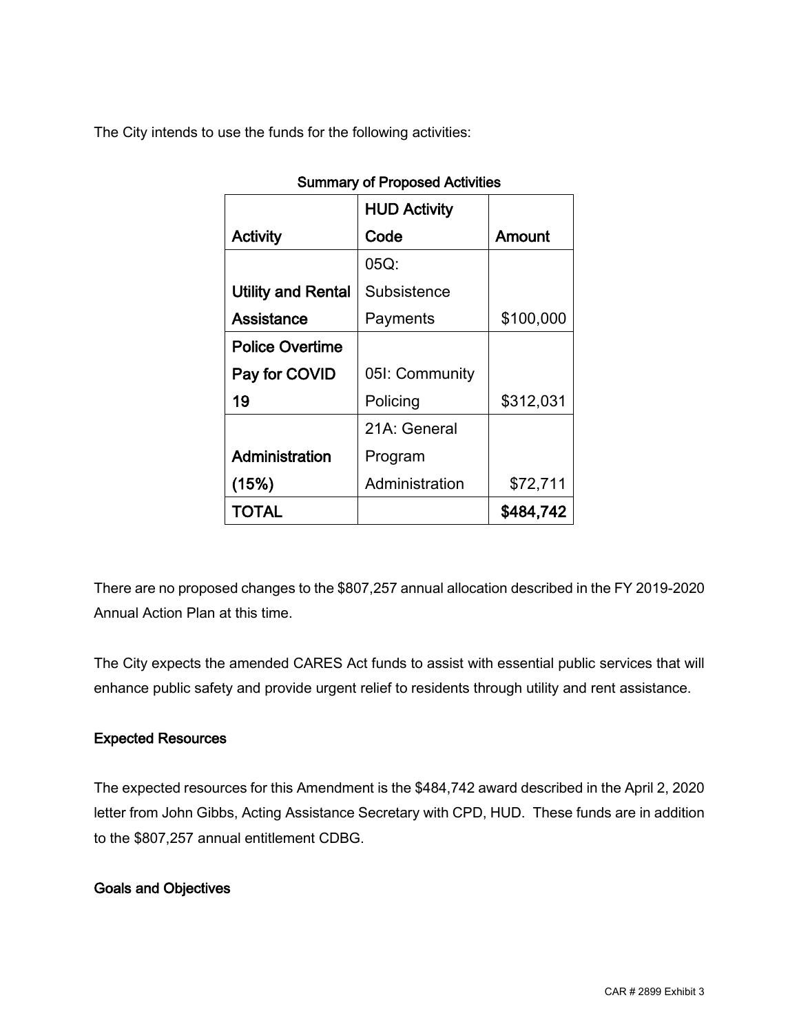The City intends to use the funds for the following activities:

**Summary of Proposed Activities**

| **Activity** | **HUD Activity Code** | **Amount** |
|---|---|---|
| **Utility and Rental Assistance** | 05Q: Subsistence Payments | $100,000 |
| **Police Overtime Pay for COVID 19** | 05I: Community Policing | $312,031 |
| **Administration (15%)** | 21A: General Program Administration | $72,711 |
| **TOTAL** | | **$484,742** |

There are no proposed changes to the $807,257 annual allocation described in the FY 2019-2020 Annual Action Plan at this time.

The City expects the amended CARES Act funds to assist with essential public services that will enhance public safety and provide urgent relief to residents through utility and rent assistance.

**Expected Resources**

The expected resources for this Amendment is the $484,742 award described in the April 2, 2020 letter from John Gibbs, Acting Assistance Secretary with CPD, HUD. These funds are in addition to the $807,257 annual entitlement CDBG.

**Goals and Objectives**

CAR # 2899 Exhibit 3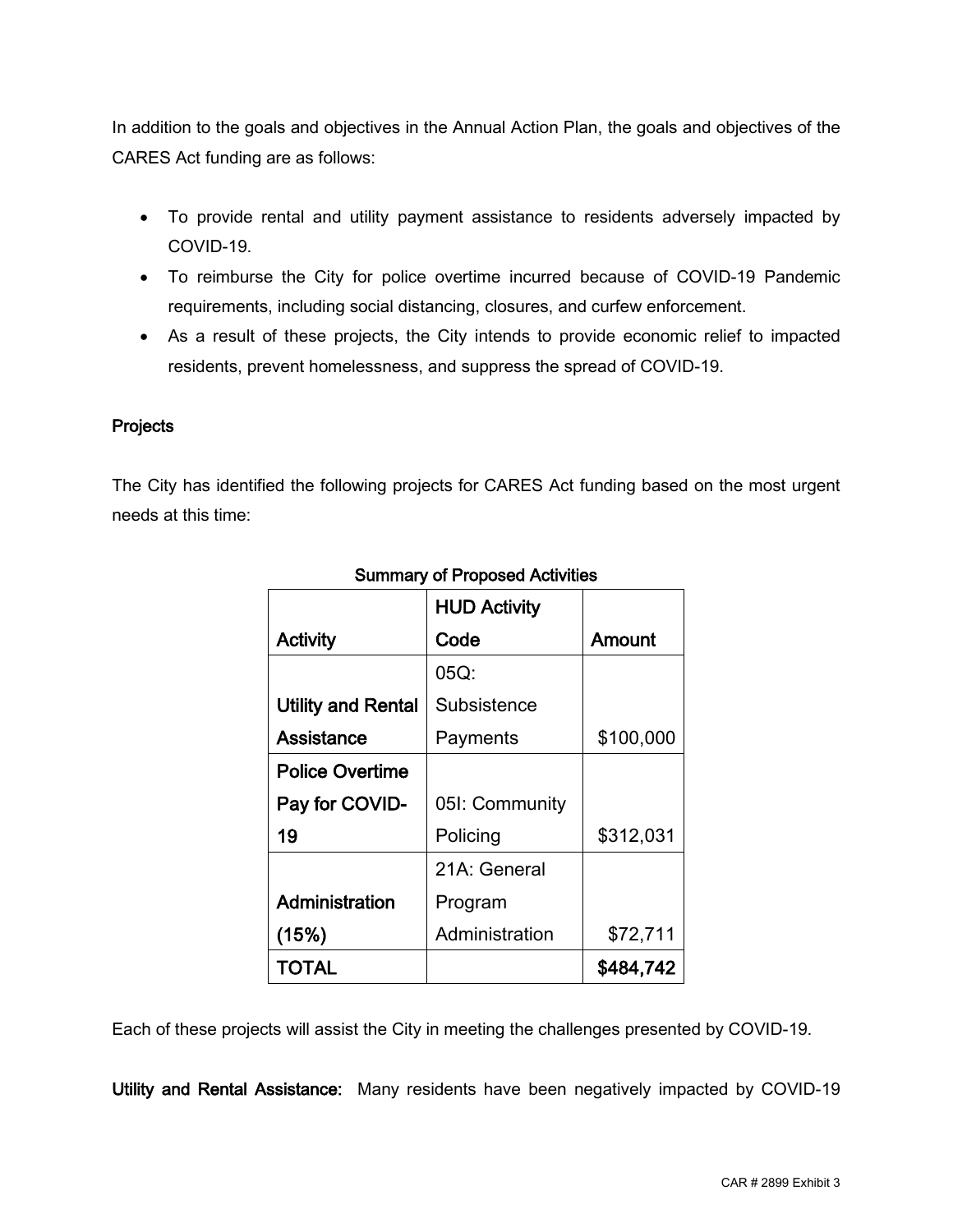In addition to the goals and objectives in the Annual Action Plan, the goals and objectives of the CARES Act funding are as follows:

- To provide rental and utility payment assistance to residents adversely impacted by COVID-19.
- To reimburse the City for police overtime incurred because of COVID-19 Pandemic requirements, including social distancing, closures, and curfew enforcement.
- As a result of these projects, the City intends to provide economic relief to impacted residents, prevent homelessness, and suppress the spread of COVID-19.

**Projects**

The City has identified the following projects for CARES Act funding based on the most urgent needs at this time:

**Summary of Proposed Activities**

| Activity | HUD Activity Code | Amount |
|---|---|---|
| **Utility and Rental Assistance** | 05Q: Subsistence Payments | $100,000 |
| **Police Overtime Pay for COVID-19** | 05I: Community Policing | $312,031 |
| **Administration (15%)** | 21A: General Program Administration | $72,711 |
| **TOTAL** | | **$484,742** |

Each of these projects will assist the City in meeting the challenges presented by COVID-19.

**Utility and Rental Assistance:** Many residents have been negatively impacted by COVID-19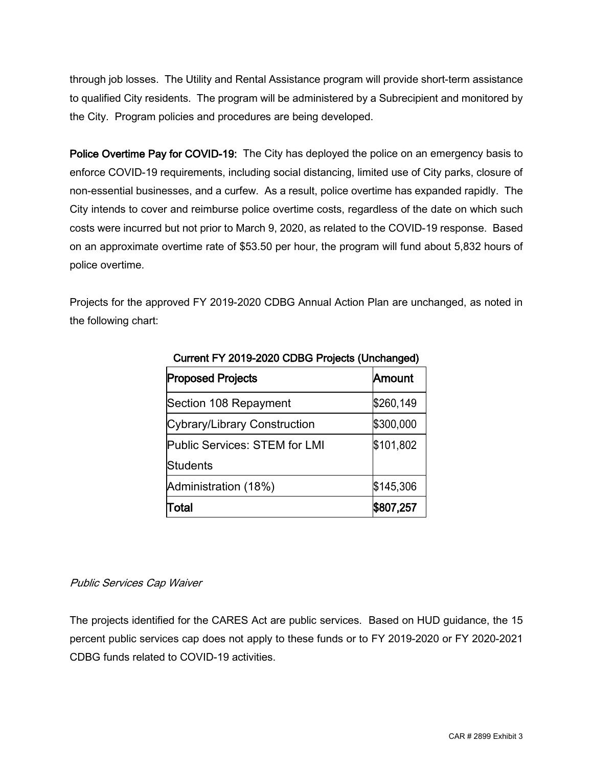through job losses. The Utility and Rental Assistance program will provide short-term assistance to qualified City residents. The program will be administered by a Subrecipient and monitored by the City. Program policies and procedures are being developed.

**Police Overtime Pay for COVID-19:** The City has deployed the police on an emergency basis to enforce COVID-19 requirements, including social distancing, limited use of City parks, closure of non-essential businesses, and a curfew. As a result, police overtime has expanded rapidly. The City intends to cover and reimburse police overtime costs, regardless of the date on which such costs were incurred but not prior to March 9, 2020, as related to the COVID-19 response. Based on an approximate overtime rate of $53.50 per hour, the program will fund about 5,832 hours of police overtime.

Projects for the approved FY 2019-2020 CDBG Annual Action Plan are unchanged, as noted in the following chart:

**Current FY 2019-2020 CDBG Projects (Unchanged)**

| **Proposed Projects** | **Amount** |
|---|---|
| Section 108 Repayment | $260,149 |
| Cybrary/Library Construction | $300,000 |
| Public Services: STEM for LMI Students | $101,802 |
| Administration (18%) | $145,306 |
| **Total** | **$807,257** |

*Public Services Cap Waiver*

The projects identified for the CARES Act are public services. Based on HUD guidance, the 15 percent public services cap does not apply to these funds or to FY 2019-2020 or FY 2020-2021 CDBG funds related to COVID-19 activities.

CAR # 2899 Exhibit 3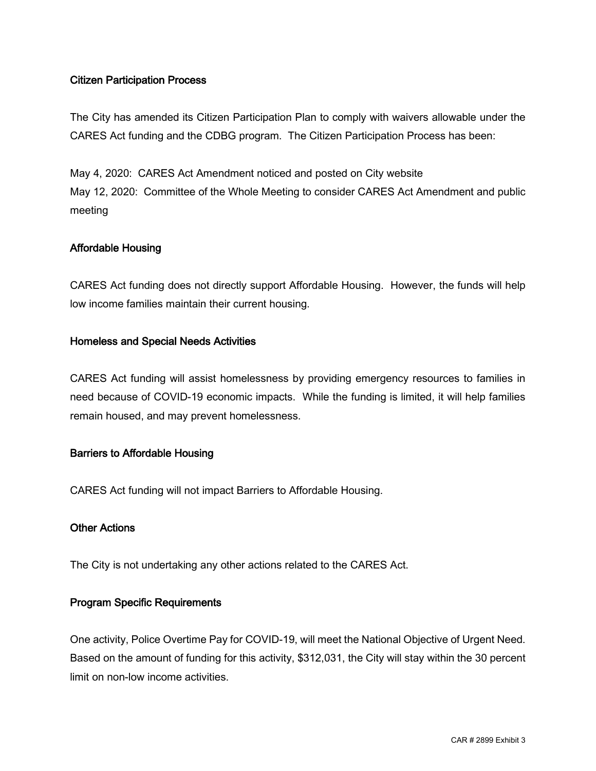### Citizen Participation Process

The City has amended its Citizen Participation Plan to comply with waivers allowable under the CARES Act funding and the CDBG program. The Citizen Participation Process has been:

May 4, 2020: CARES Act Amendment noticed and posted on City website
May 12, 2020: Committee of the Whole Meeting to consider CARES Act Amendment and public meeting

### Affordable Housing

CARES Act funding does not directly support Affordable Housing. However, the funds will help low income families maintain their current housing.

### Homeless and Special Needs Activities

CARES Act funding will assist homelessness by providing emergency resources to families in need because of COVID-19 economic impacts. While the funding is limited, it will help families remain housed, and may prevent homelessness.

### Barriers to Affordable Housing

CARES Act funding will not impact Barriers to Affordable Housing.

### Other Actions

The City is not undertaking any other actions related to the CARES Act.

### Program Specific Requirements

One activity, Police Overtime Pay for COVID-19, will meet the National Objective of Urgent Need. Based on the amount of funding for this activity, $312,031, the City will stay within the 30 percent limit on non-low income activities.

CAR # 2899 Exhibit 3